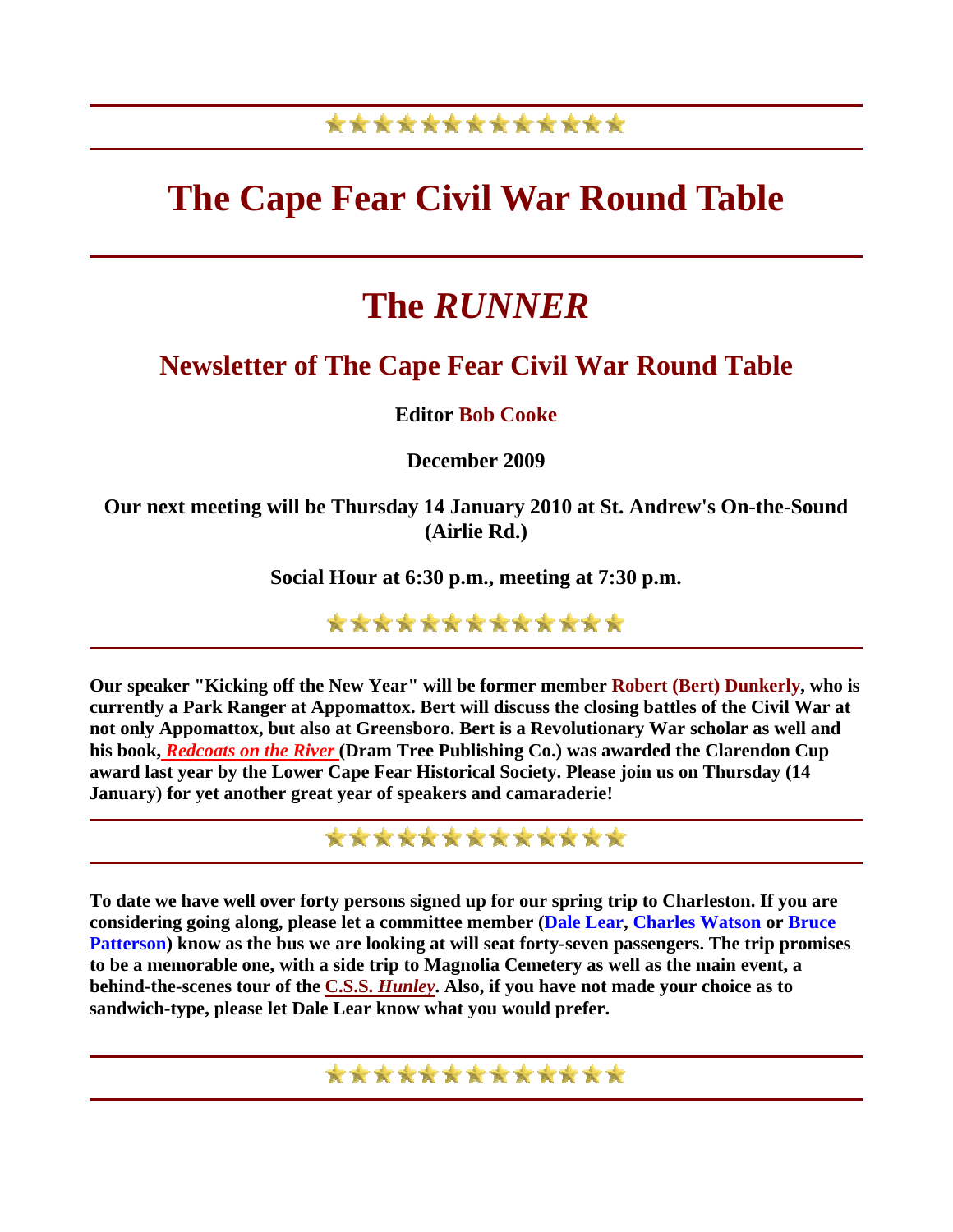# The Cape Fear Civil War Round Table

# The *RUNNER*

## Newsletter of The Cape Fear Civil War Round Table

**Editor Bob Cooke**

**December 2009**

**Our next meeting will be Thursday 14 January 2010 at St. Andrew's On-the-Sound (Airlie Rd.)**

**Social Hour at 6:30 p.m., meeting at 7:30 p.m.**

---

**Our speaker "Kicking off the New Year" will be former member Robert (Bert) Dunkerly, who is currently a Park Ranger at Appomattox. Bert will discuss the closing battles of the Civil War at not only Appomattox, but also at Greensboro. Bert is a Revolutionary War scholar as well and his book, *Redcoats on the River* (Dram Tree Publishing Co.) was awarded the Clarendon Cup award last year by the Lower Cape Fear Historical Society. Please join us on Thursday (14 January) for yet another great year of speakers and camaraderie!**

---

**To date we have well over forty persons signed up for our spring trip to Charleston. If you are considering going along, please let a committee member (Dale Lear, Charles Watson or Bruce Patterson) know as the bus we are looking at will seat forty-seven passengers. The trip promises to be a memorable one, with a side trip to Magnolia Cemetery as well as the main event, a behind-the-scenes tour of the C.S.S. *Hunley*. Also, if you have not made your choice as to sandwich-type, please let Dale Lear know what you would prefer.**

---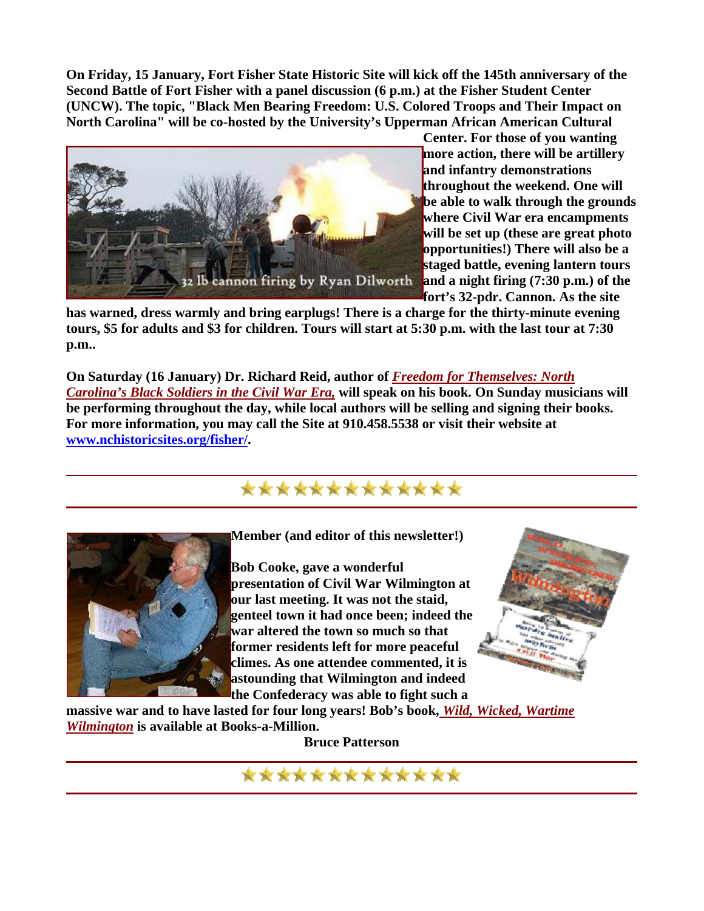**On Friday, 15 January, Fort Fisher State Historic Site will kick off the 145th anniversary of the Second Battle of Fort Fisher with a panel discussion (6 p.m.) at the Fisher Student Center (UNCW). The topic, "Black Men Bearing Freedom: U.S. Colored Troops and Their Impact on North Carolina" will be co-hosted by the University's Upperman African American Cultural Center. For those of you wanting more action, there will be artillery and infantry demonstrations throughout the weekend. One will be able to walk through the grounds where Civil War era encampments will be set up (these are great photo opportunities!) There will also be a staged battle, evening lantern tours and a night firing (7:30 p.m.) of the fort's 32-pdr. Cannon. As the site has warned, dress warmly and bring earplugs! There is a charge for the thirty-minute evening tours, $5 for adults and $3 for children. Tours will start at 5:30 p.m. with the last tour at 7:30 p.m..**

32 lb cannon firing by Ryan Dilworth

**On Saturday (16 January) Dr. Richard Reid, author of *Freedom for Themselves: North Carolina's Black Soldiers in the Civil War Era,* will speak on his book. On Sunday musicians will be performing throughout the day, while local authors will be selling and signing their books. For more information, you may call the Site at 910.458.5538 or visit their website at www.nchistoricsites.org/fisher/.**

---

★★★★★★★★★★★★★

---

**Member (and editor of this newsletter!)**

**Bob Cooke, gave a wonderful presentation of Civil War Wilmington at our last meeting. It was not the staid, genteel town it had once been; indeed the war altered the town so much so that former residents left for more peaceful climes. As one attendee commented, it is astounding that Wilmington and indeed the Confederacy was able to fight such a massive war and to have lasted for four long years! Bob's book, *Wild, Wicked, Wartime Wilmington* is available at Books-a-Million.**

**Bruce Patterson**

---

★★★★★★★★★★★★★

---